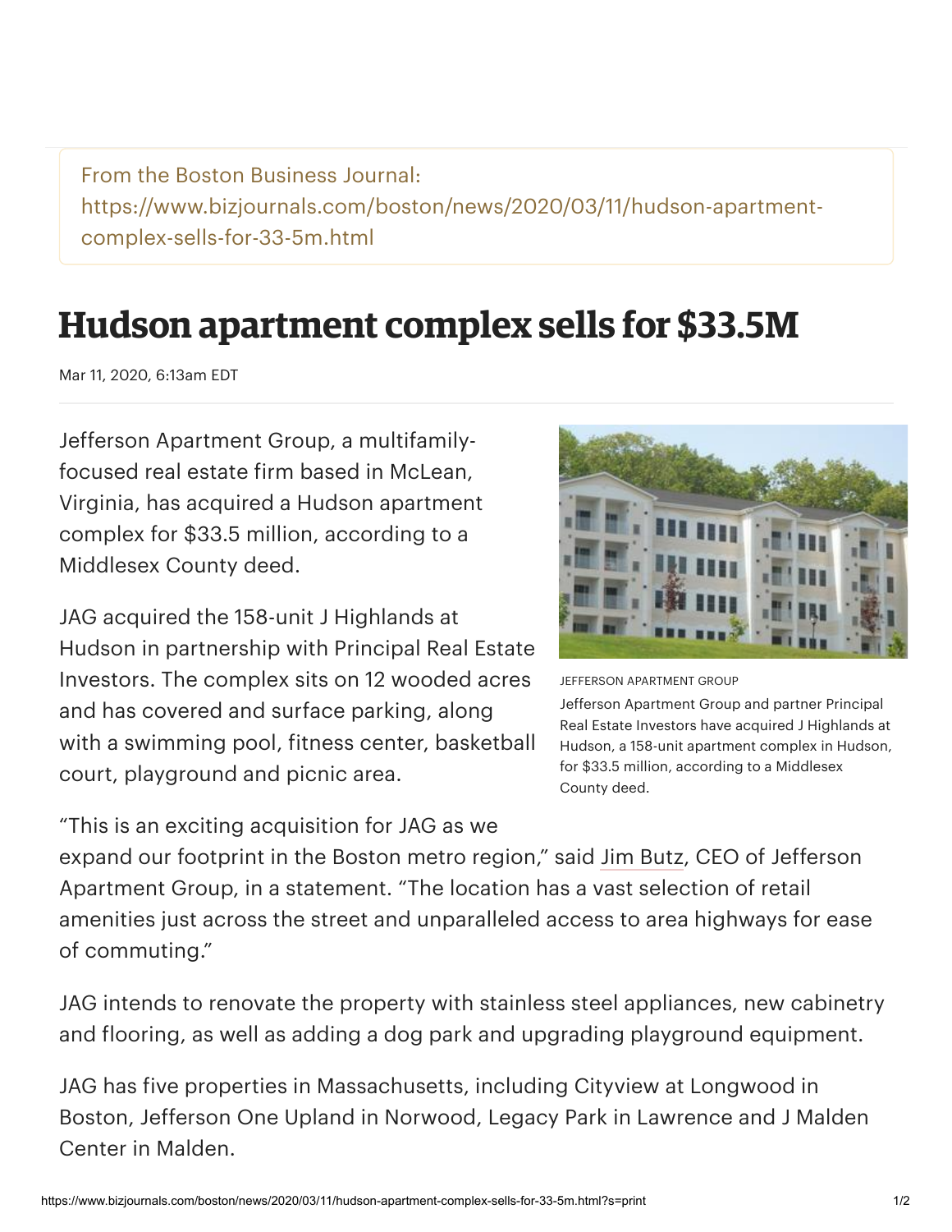From the Boston Business Journal:
https://www.bizjournals.com/boston/news/2020/03/11/hudson-apartment-complex-sells-for-33-5m.html

# Hudson apartment complex sells for $33.5M

Mar 11, 2020, 6:13am EDT

Jefferson Apartment Group, a multifamily-focused real estate firm based in McLean, Virginia, has acquired a Hudson apartment complex for $33.5 million, according to a Middlesex County deed.

JEFFERSON APARTMENT GROUP

Jefferson Apartment Group and partner Principal Real Estate Investors have acquired J Highlands at Hudson, a 158-unit apartment complex in Hudson, for $33.5 million, according to a Middlesex County deed.

JAG acquired the 158-unit J Highlands at Hudson in partnership with Principal Real Estate Investors. The complex sits on 12 wooded acres and has covered and surface parking, along with a swimming pool, fitness center, basketball court, playground and picnic area.

"This is an exciting acquisition for JAG as we expand our footprint in the Boston metro region," said Jim Butz, CEO of Jefferson Apartment Group, in a statement. "The location has a vast selection of retail amenities just across the street and unparalleled access to area highways for ease of commuting."

JAG intends to renovate the property with stainless steel appliances, new cabinetry and flooring, as well as adding a dog park and upgrading playground equipment.

JAG has five properties in Massachusetts, including Cityview at Longwood in Boston, Jefferson One Upland in Norwood, Legacy Park in Lawrence and J Malden Center in Malden.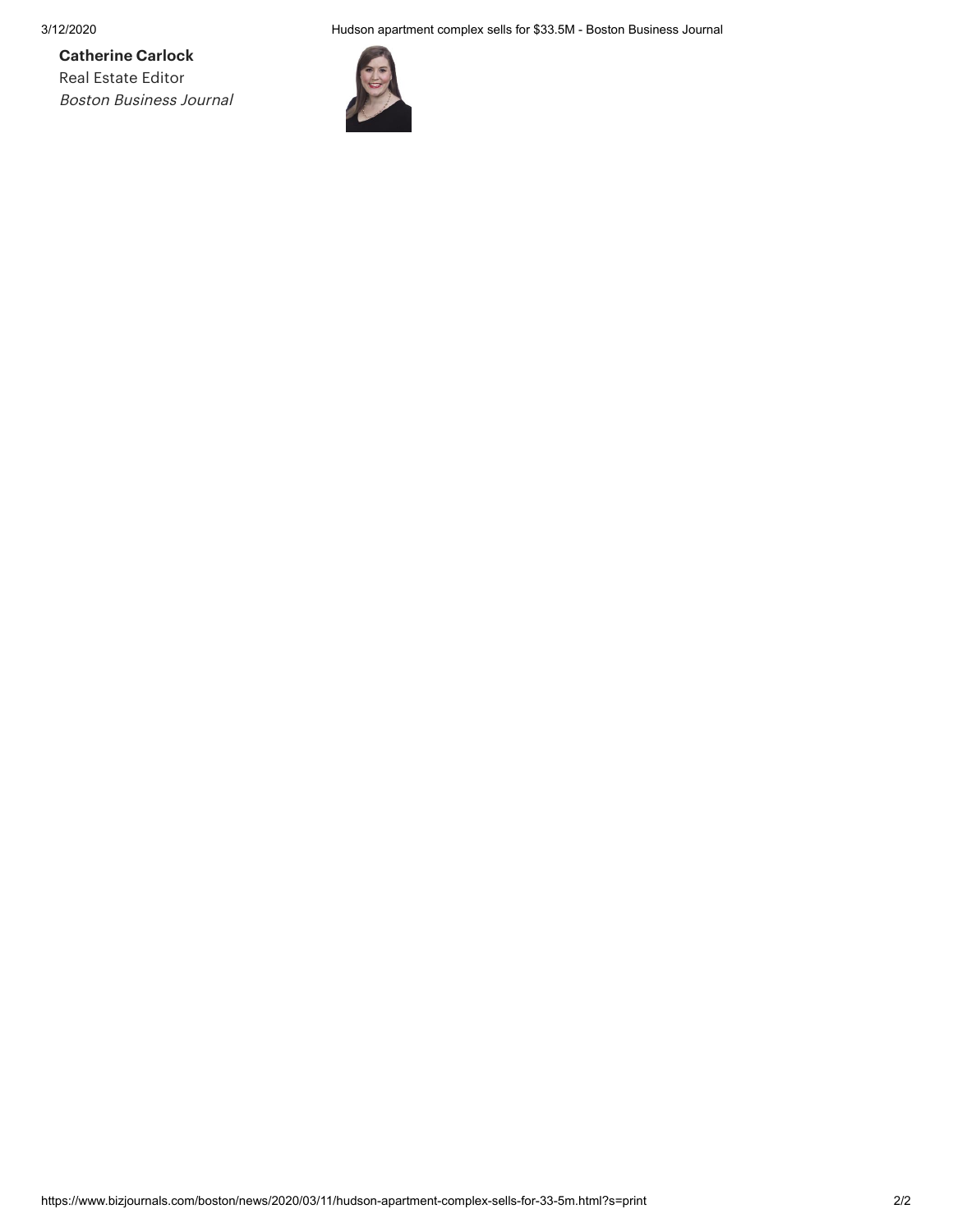**Catherine Carlock**
Real Estate Editor
*Boston Business Journal*